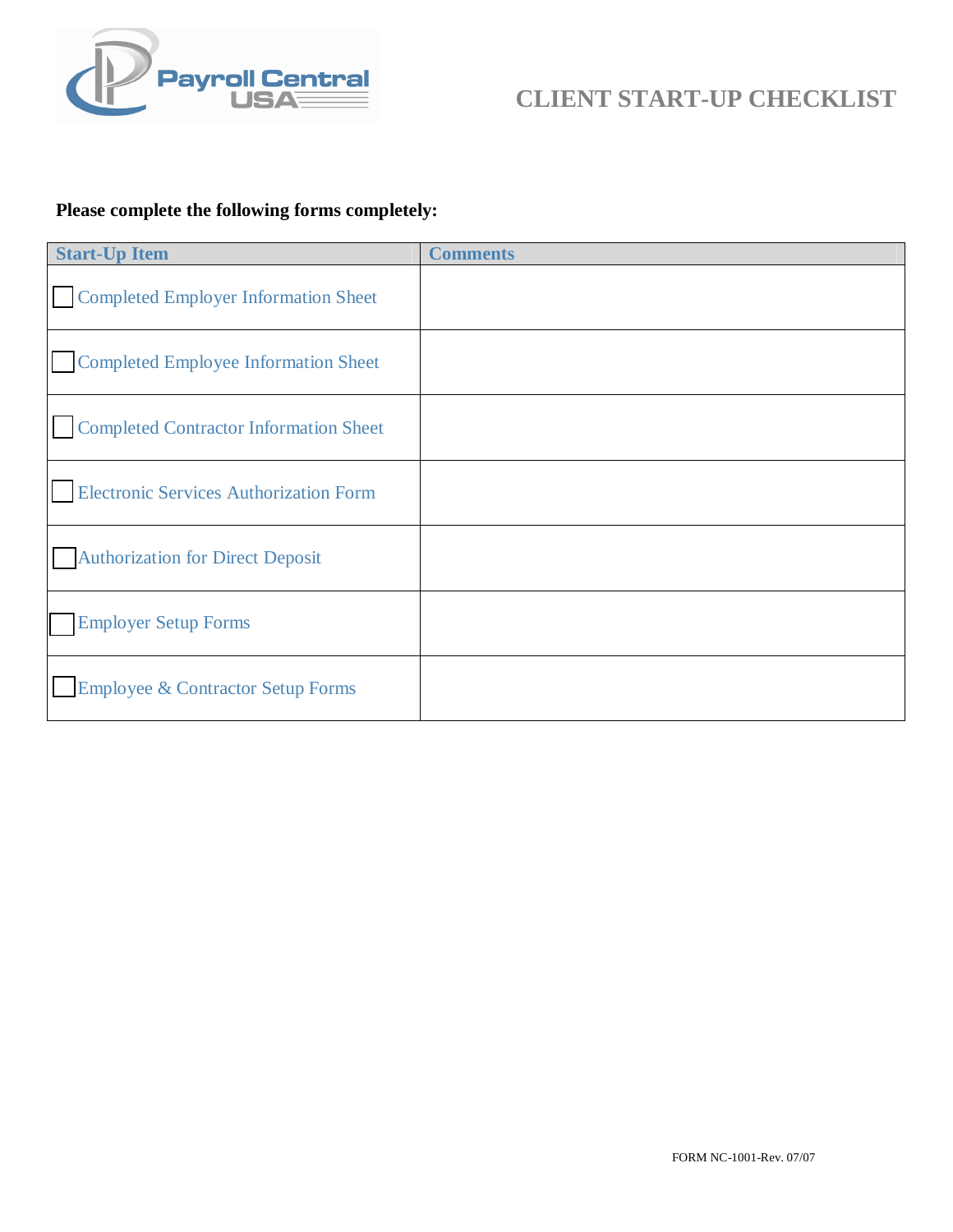Payroll Central USA

# CLIENT START-UP CHECKLIST

**Please complete the following forms completely:**

| Start-Up Item | Comments |
|---|---|
| ☐ Completed Employer Information Sheet | |
| ☐ Completed Employee Information Sheet | |
| ☐ Completed Contractor Information Sheet | |
| ☐ Electronic Services Authorization Form | |
| ☐ Authorization for Direct Deposit | |
| ☐ Employer Setup Forms | |
| ☐ Employee & Contractor Setup Forms | |

FORM NC-1001-Rev. 07/07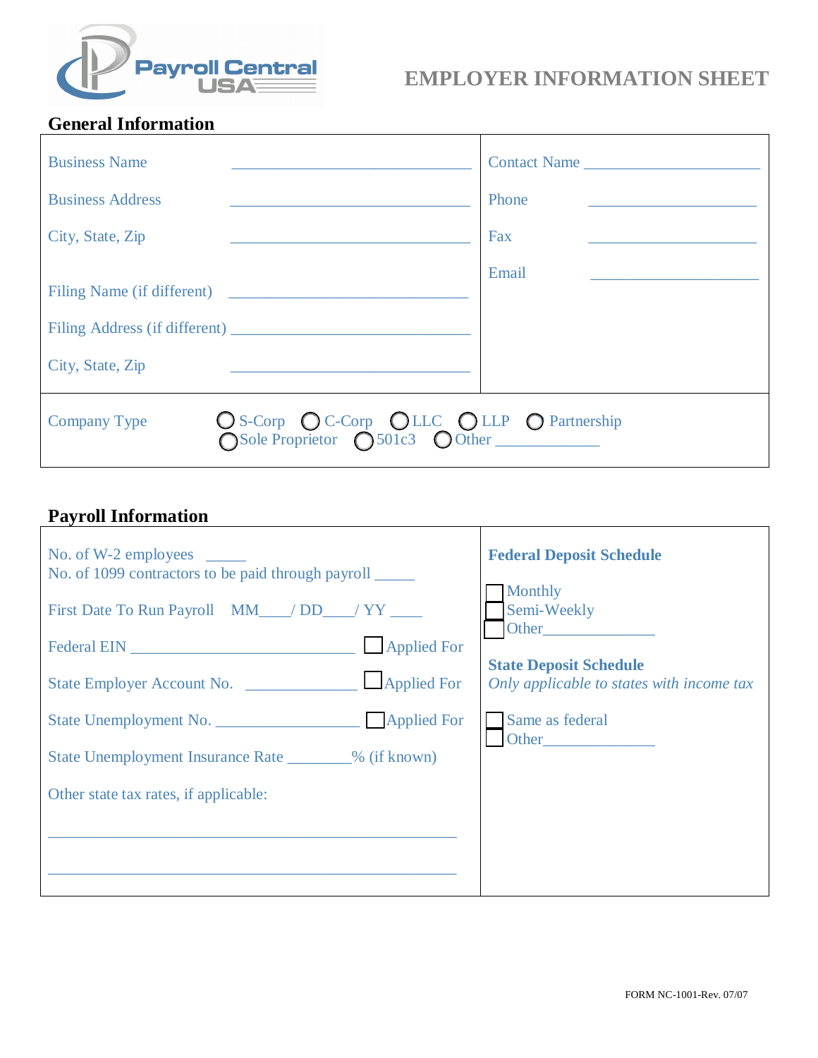Payroll Central USA

# EMPLOYER INFORMATION SHEET

## General Information

Business Name ______________________________

Business Address ______________________________

City, State, Zip ______________________________

Filing Name (if different) ______________________________

Filing Address (if different) ______________________________

City, State, Zip ______________________________

Contact Name ____________________

Phone ____________________

Fax ____________________

Email ____________________

Company Type ◯ S-Corp ◯ C-Corp ◯ LLC ◯ LLP ◯ Partnership ◯ Sole Proprietor ◯ 501c3 ◯ Other ____________

## Payroll Information

No. of W-2 employees _____

No. of 1099 contractors to be paid through payroll _____

First Date To Run Payroll MM____/ DD____/ YY ____

Federal EIN ____________________________ ☐ Applied For

State Employer Account No. ______________ ☐ Applied For

State Unemployment No. _________________ ☐ Applied For

State Unemployment Insurance Rate ________% (if known)

Other state tax rates, if applicable:

______________________________________________________

______________________________________________________

**Federal Deposit Schedule**

☐ Monthly

☐ Semi-Weekly

☐ Other______________

**State Deposit Schedule**

*Only applicable to states with income tax*

☐ Same as federal

☐ Other______________

FORM NC-1001-Rev. 07/07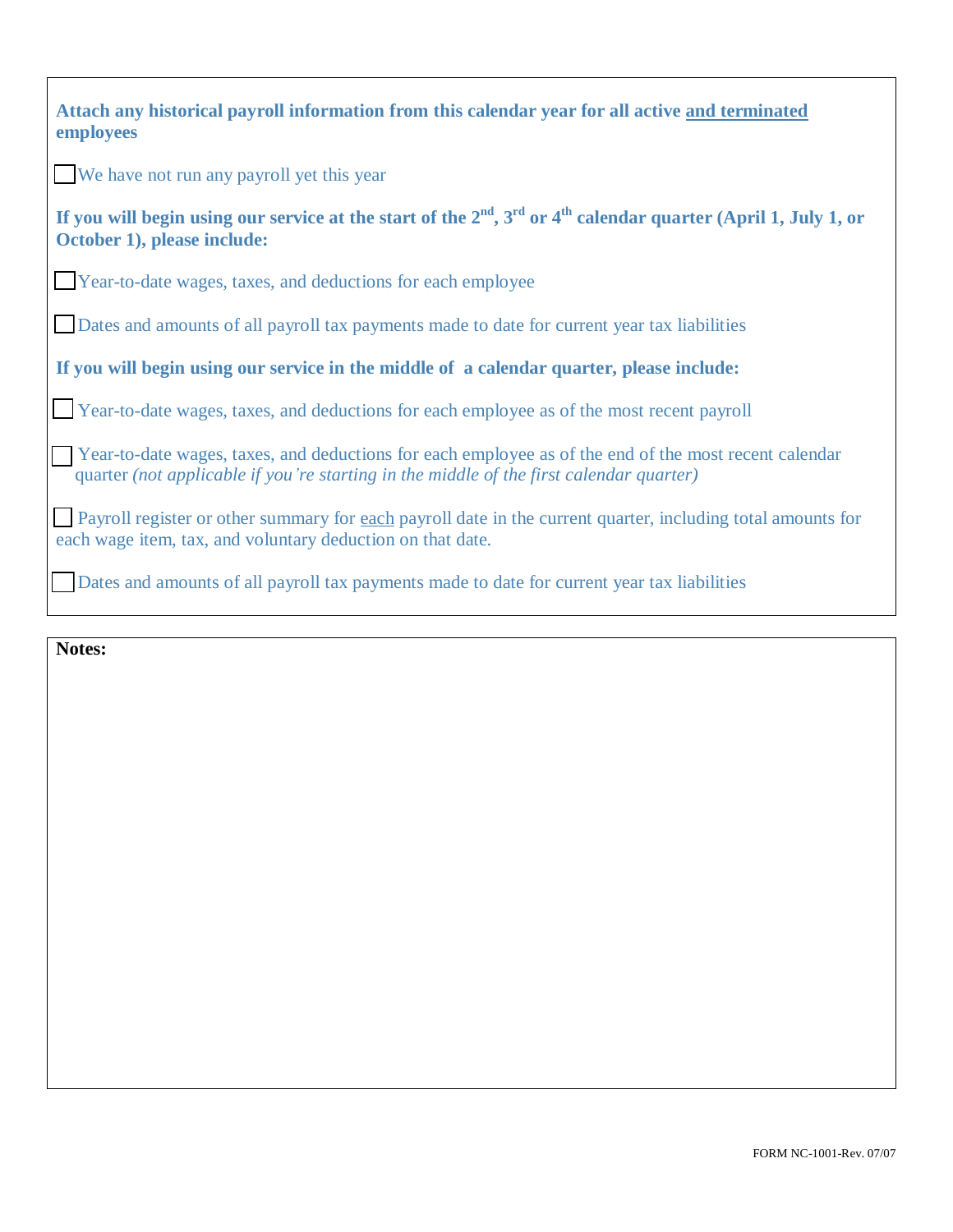**Attach any historical payroll information from this calendar year for all active <u>and terminated</u> employees**

- [ ] We have not run any payroll yet this year

**If you will begin using our service at the start of the $2^{nd}$, $3^{rd}$ or $4^{th}$ calendar quarter (April 1, July 1, or October 1), please include:**

- [ ] Year-to-date wages, taxes, and deductions for each employee
- [ ] Dates and amounts of all payroll tax payments made to date for current year tax liabilities

**If you will begin using our service in the middle of a calendar quarter, please include:**

- [ ] Year-to-date wages, taxes, and deductions for each employee as of the most recent payroll
- [ ] Year-to-date wages, taxes, and deductions for each employee as of the end of the most recent calendar quarter *(not applicable if you're starting in the middle of the first calendar quarter)*
- [ ] Payroll register or other summary for <u>each</u> payroll date in the current quarter, including total amounts for each wage item, tax, and voluntary deduction on that date.
- [ ] Dates and amounts of all payroll tax payments made to date for current year tax liabilities

**Notes:**

FORM NC-1001-Rev. 07/07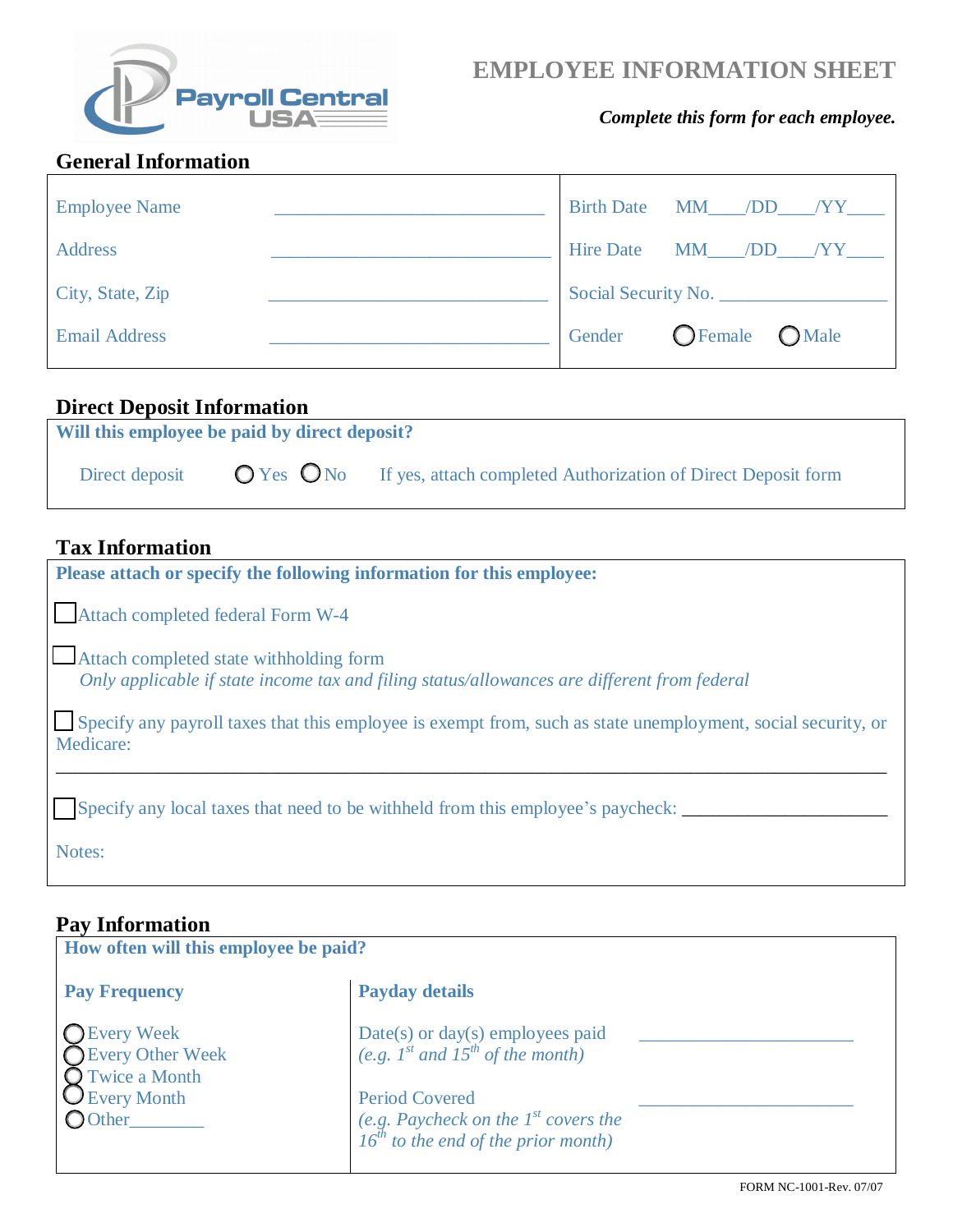Payroll Central USA

# EMPLOYEE INFORMATION SHEET

***Complete this form for each employee.***

## General Information

| | | | |
|---|---|---|---|
| Employee Name | ____________________________ | Birth Date | MM____/DD____/YY____ |
| Address | ____________________________ | Hire Date | MM____/DD____/YY____ |
| City, State, Zip | ____________________________ | Social Security No. | __________________ |
| Email Address | ____________________________ | Gender | ○ Female ○ Male |

## Direct Deposit Information

**Will this employee be paid by direct deposit?**

Direct deposit ○ Yes ○ No If yes, attach completed Authorization of Direct Deposit form

## Tax Information

**Please attach or specify the following information for this employee:**

☐ Attach completed federal Form W-4

☐ Attach completed state withholding form
*Only applicable if state income tax and filing status/allowances are different from federal*

☐ Specify any payroll taxes that this employee is exempt from, such as state unemployment, social security, or Medicare:
__________________________________________________________________________________

☐ Specify any local taxes that need to be withheld from this employee's paycheck: ______________________

Notes:

## Pay Information

**How often will this employee be paid?**

| **Pay Frequency** | **Payday details** | |
|---|---|---|
| ○ Every Week<br>○ Every Other Week<br>○ Twice a Month<br>○ Every Month<br>○ Other________ | Date(s) or day(s) employees paid<br>*(e.g. 1st and 15th of the month)* | ______________________ |
| | Period Covered<br>*(e.g. Paycheck on the 1st covers the 16th to the end of the prior month)* | ______________________ |

FORM NC-1001-Rev. 07/07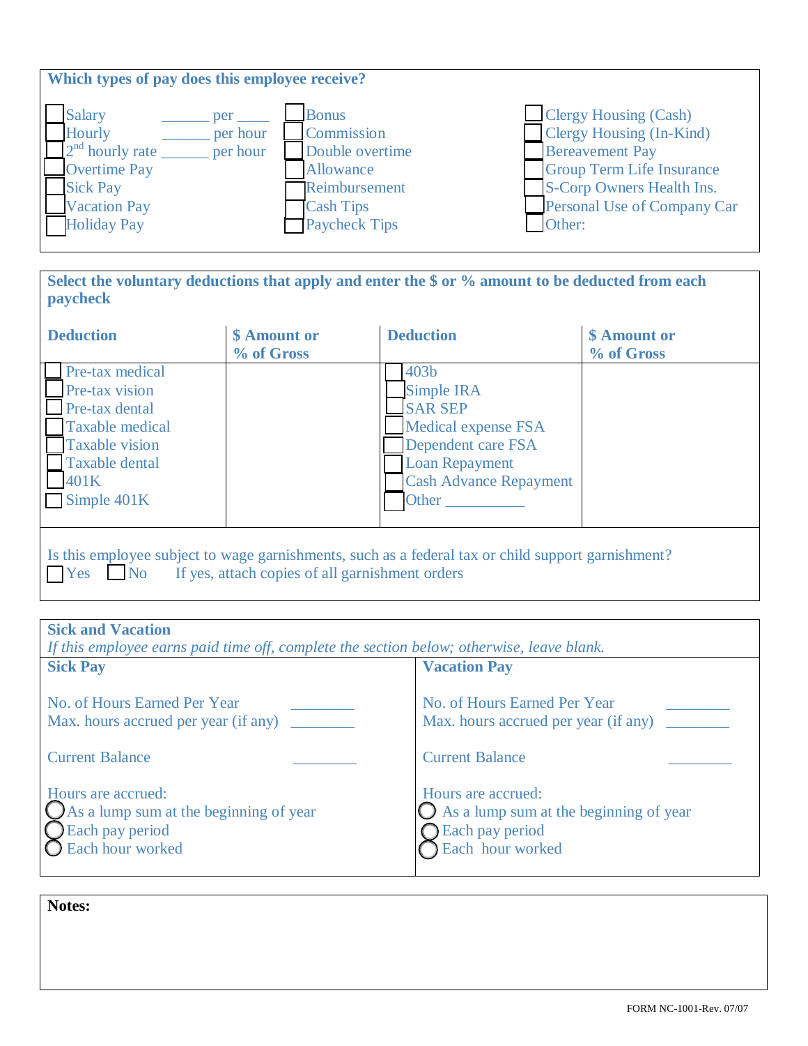**Which types of pay does this employee receive?**

- ☐ Salary ______ per ____
- ☐ Hourly ______ per hour
- ☐ 2nd hourly rate ______ per hour
- ☐ Overtime Pay
- ☐ Sick Pay
- ☐ Vacation Pay
- ☐ Holiday Pay
- ☐ Bonus
- ☐ Commission
- ☐ Double overtime
- ☐ Allowance
- ☐ Reimbursement
- ☐ Cash Tips
- ☐ Paycheck Tips
- ☐ Clergy Housing (Cash)
- ☐ Clergy Housing (In-Kind)
- ☐ Bereavement Pay
- ☐ Group Term Life Insurance
- ☐ S-Corp Owners Health Ins.
- ☐ Personal Use of Company Car
- ☐ Other:

**Select the voluntary deductions that apply and enter the $ or % amount to be deducted from each paycheck**

| Deduction | $ Amount or % of Gross | Deduction | $ Amount or % of Gross |
|---|---|---|---|
| ☐ Pre-tax medical | | ☐ 403b | |
| ☐ Pre-tax vision | | ☐ Simple IRA | |
| ☐ Pre-tax dental | | ☐ SAR SEP | |
| ☐ Taxable medical | | ☐ Medical expense FSA | |
| ☐ Taxable vision | | ☐ Dependent care FSA | |
| ☐ Taxable dental | | ☐ Loan Repayment | |
| ☐ 401K | | ☐ Cash Advance Repayment | |
| ☐ Simple 401K | | ☐ Other __________ | |

Is this employee subject to wage garnishments, such as a federal tax or child support garnishment?
☐ Yes ☐ No If yes, attach copies of all garnishment orders

**Sick and Vacation**
*If this employee earns paid time off, complete the section below; otherwise, leave blank.*

| **Sick Pay** | **Vacation Pay** |
|---|---|
| No. of Hours Earned Per Year ________ | No. of Hours Earned Per Year ________ |
| Max. hours accrued per year (if any) ________ | Max. hours accrued per year (if any) ________ |
| Current Balance ________ | Current Balance ________ |
| Hours are accrued: | Hours are accrued: |
| ◯ As a lump sum at the beginning of year | ◯ As a lump sum at the beginning of year |
| ◯ Each pay period | ◯ Each pay period |
| ◯ Each hour worked | ◯ Each hour worked |

**Notes:**

FORM NC-1001-Rev. 07/07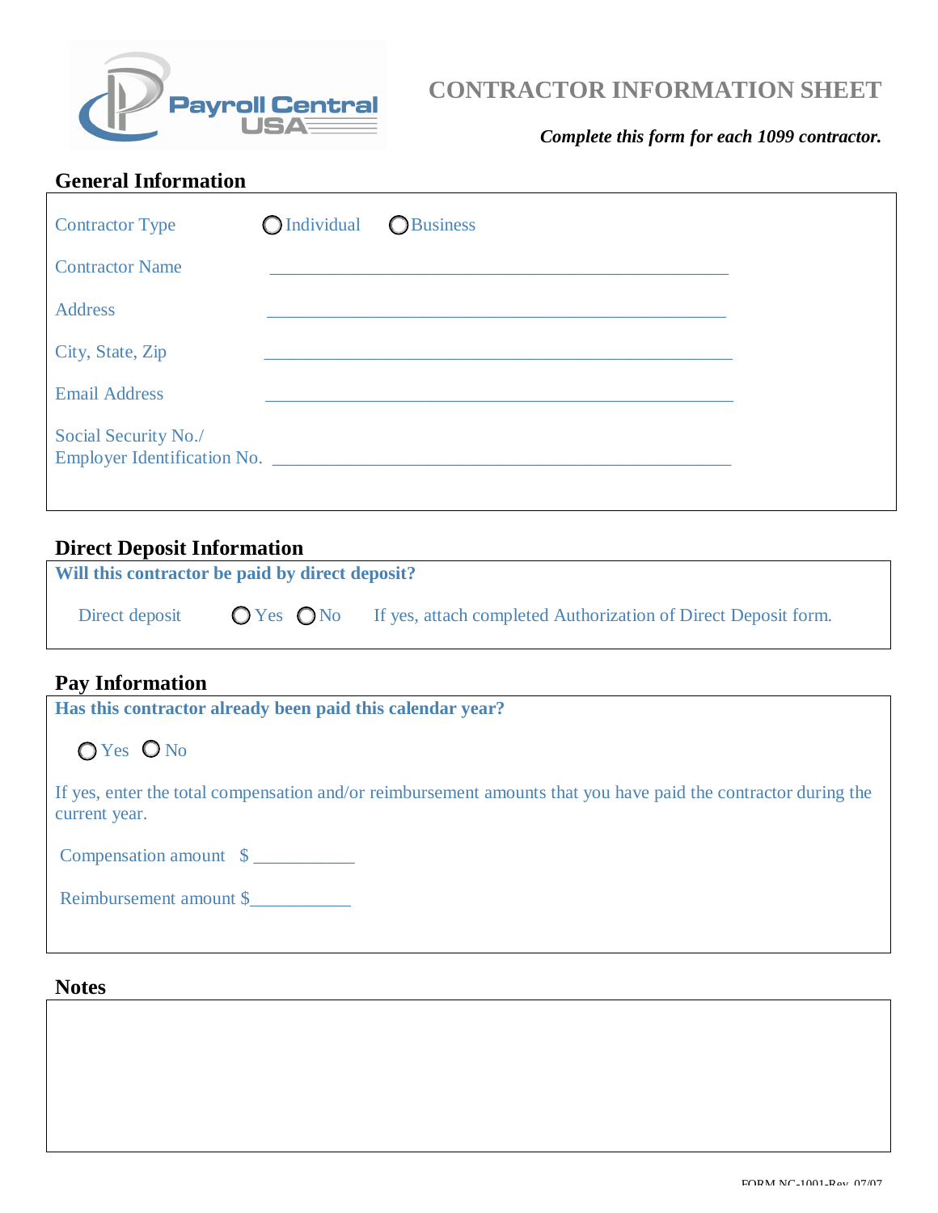Payroll Central USA

# CONTRACTOR INFORMATION SHEET

***Complete this form for each 1099 contractor.***

## General Information

Contractor Type ○ Individual ○ Business

Contractor Name ___________________________________________________

Address ___________________________________________________

City, State, Zip ___________________________________________________

Email Address ___________________________________________________

Social Security No./
Employer Identification No. ___________________________________________________

## Direct Deposit Information

**Will this contractor be paid by direct deposit?**

Direct deposit ○ Yes ○ No If yes, attach completed Authorization of Direct Deposit form.

## Pay Information

**Has this contractor already been paid this calendar year?**

○ Yes ○ No

If yes, enter the total compensation and/or reimbursement amounts that you have paid the contractor during the current year.

Compensation amount $ ___________

Reimbursement amount $___________

## Notes

FORM NC-1001-Rev. 07/07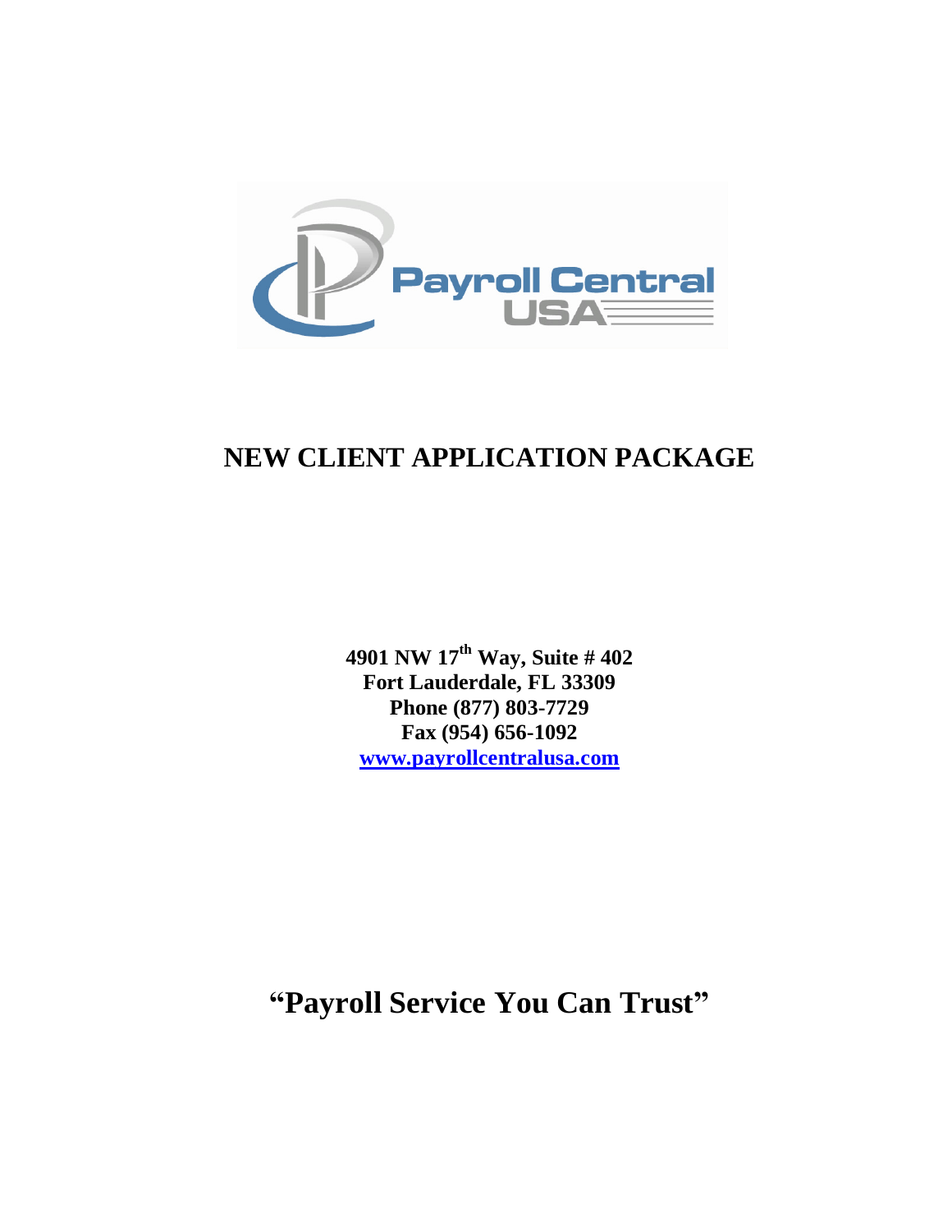Payroll Central USA

# NEW CLIENT APPLICATION PACKAGE

**4901 NW 17th Way, Suite # 402**
**Fort Lauderdale, FL 33309**
**Phone (877) 803-7729**
**Fax (954) 656-1092**
**www.payrollcentralusa.com**

## "Payroll Service You Can Trust"